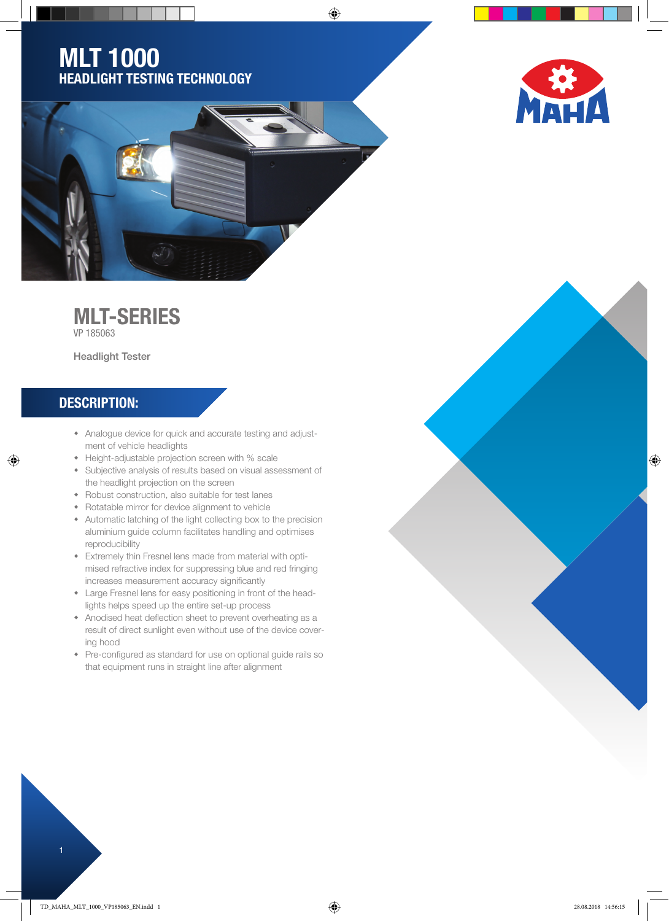# MLT 1000

## HEADLIGHT TESTING TECHNOLOGY

MAHA

## MLT-SERIES

VP 185063

Headlight Tester

## DESCRIPTION:

- Analogue device for quick and accurate testing and adjustment of vehicle headlights
- Height-adjustable projection screen with % scale
- Subjective analysis of results based on visual assessment of the headlight projection on the screen
- Robust construction, also suitable for test lanes
- Rotatable mirror for device alignment to vehicle
- Automatic latching of the light collecting box to the precision aluminium guide column facilitates handling and optimises reproducibility
- Extremely thin Fresnel lens made from material with optimised refractive index for suppressing blue and red fringing increases measurement accuracy significantly
- Large Fresnel lens for easy positioning in front of the headlights helps speed up the entire set-up process
- Anodised heat deflection sheet to prevent overheating as a result of direct sunlight even without use of the device covering hood
- Pre-configured as standard for use on optional guide rails so that equipment runs in straight line after alignment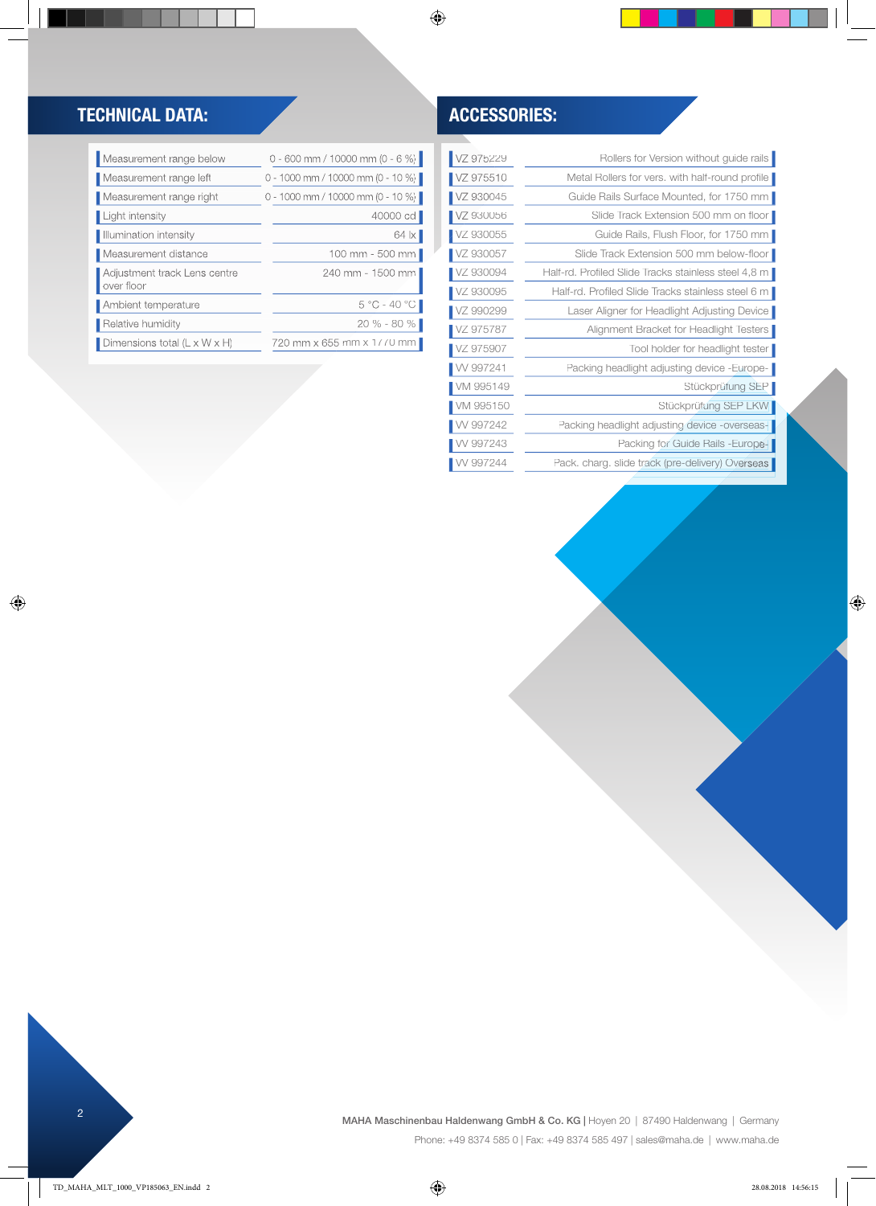## TECHNICAL DATA:

| | |
|---|---|
| Measurement range below | 0 - 600 mm / 10000 mm (0 - 6 %) |
| Measurement range left | 0 - 1000 mm / 10000 mm (0 - 10 %) |
| Measurement range right | 0 - 1000 mm / 10000 mm (0 - 10 %) |
| Light intensity | 40000 cd |
| Illumination intensity | 64 lx |
| Measurement distance | 100 mm - 500 mm |
| Adjustment track Lens centre over floor | 240 mm - 1500 mm |
| Ambient temperature | 5 °C - 40 °C |
| Relative humidity | 20 % - 80 % |
| Dimensions total (L x W x H) | 720 mm x 655 mm x 1770 mm |

## ACCESSORIES:

| | |
|---|---|
| VZ 975229 | Rollers for Version without guide rails |
| VZ 975510 | Metal Rollers for vers. with half-round profile |
| VZ 930045 | Guide Rails Surface Mounted, for 1750 mm |
| VZ 930056 | Slide Track Extension 500 mm on floor |
| VZ 930055 | Guide Rails, Flush Floor, for 1750 mm |
| VZ 930057 | Slide Track Extension 500 mm below-floor |
| VZ 930094 | Half-rd. Profiled Slide Tracks stainless steel 4,8 m |
| VZ 930095 | Half-rd. Profiled Slide Tracks stainless steel 6 m |
| VZ 990299 | Laser Aligner for Headlight Adjusting Device |
| VZ 975787 | Alignment Bracket for Headlight Testers |
| VZ 975907 | Tool holder for headlight tester |
| VV 997241 | Packing headlight adjusting device -Europe- |
| VM 995149 | Stückprüfung SEP |
| VM 995150 | Stückprüfung SEP LKW |
| VV 997242 | Packing headlight adjusting device -overseas- |
| VV 997243 | Packing for Guide Rails -Europe- |
| VV 997244 | Pack. charg. slide track (pre-delivery) Overseas |

**MAHA Maschinenbau Haldenwang GmbH & Co. KG** | Hoyen 20 | 87490 Haldenwang | Germany
Phone: +49 8374 585 0 | Fax: +49 8374 585 497 | sales@maha.de | www.maha.de